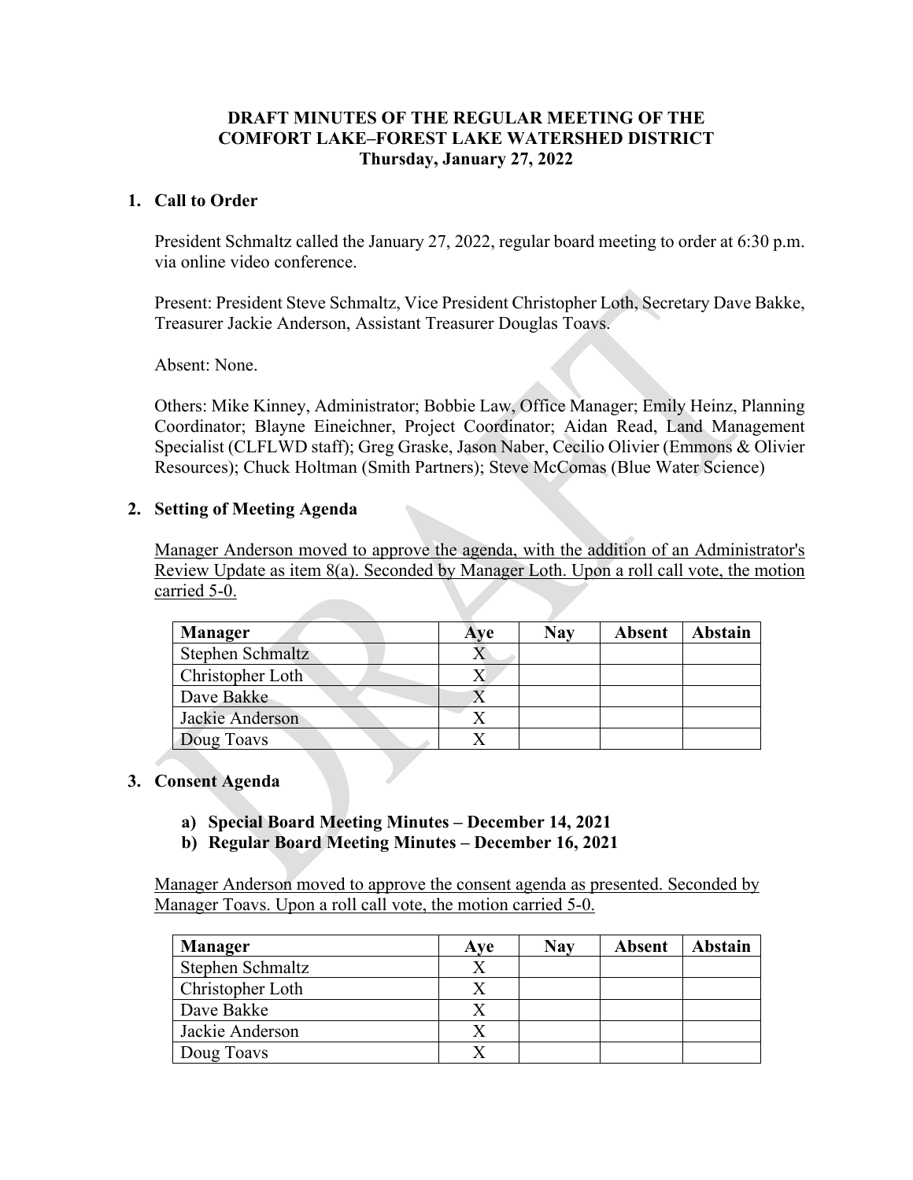# DRAFT MINUTES OF THE REGULAR MEETING OF THE COMFORT LAKE–FOREST LAKE WATERSHED DISTRICT

**Thursday, January 27, 2022**

## 1. Call to Order

President Schmaltz called the January 27, 2022, regular board meeting to order at 6:30 p.m. via online video conference.

Present: President Steve Schmaltz, Vice President Christopher Loth, Secretary Dave Bakke, Treasurer Jackie Anderson, Assistant Treasurer Douglas Toavs.

Absent: None.

Others: Mike Kinney, Administrator; Bobbie Law, Office Manager; Emily Heinz, Planning Coordinator; Blayne Eineichner, Project Coordinator; Aidan Read, Land Management Specialist (CLFLWD staff); Greg Graske, Jason Naber, Cecilio Olivier (Emmons & Olivier Resources); Chuck Holtman (Smith Partners); Steve McComas (Blue Water Science)

## 2. Setting of Meeting Agenda

Manager Anderson moved to approve the agenda, with the addition of an Administrator's Review Update as item 8(a). Seconded by Manager Loth. Upon a roll call vote, the motion carried 5-0.

| Manager | Aye | Nay | Absent | Abstain |
|---|---|---|---|---|
| Stephen Schmaltz | X | | | |
| Christopher Loth | X | | | |
| Dave Bakke | X | | | |
| Jackie Anderson | X | | | |
| Doug Toavs | X | | | |

## 3. Consent Agenda

**a) Special Board Meeting Minutes – December 14, 2021**

**b) Regular Board Meeting Minutes – December 16, 2021**

Manager Anderson moved to approve the consent agenda as presented. Seconded by Manager Toavs. Upon a roll call vote, the motion carried 5-0.

| Manager | Aye | Nay | Absent | Abstain |
|---|---|---|---|---|
| Stephen Schmaltz | X | | | |
| Christopher Loth | X | | | |
| Dave Bakke | X | | | |
| Jackie Anderson | X | | | |
| Doug Toavs | X | | | |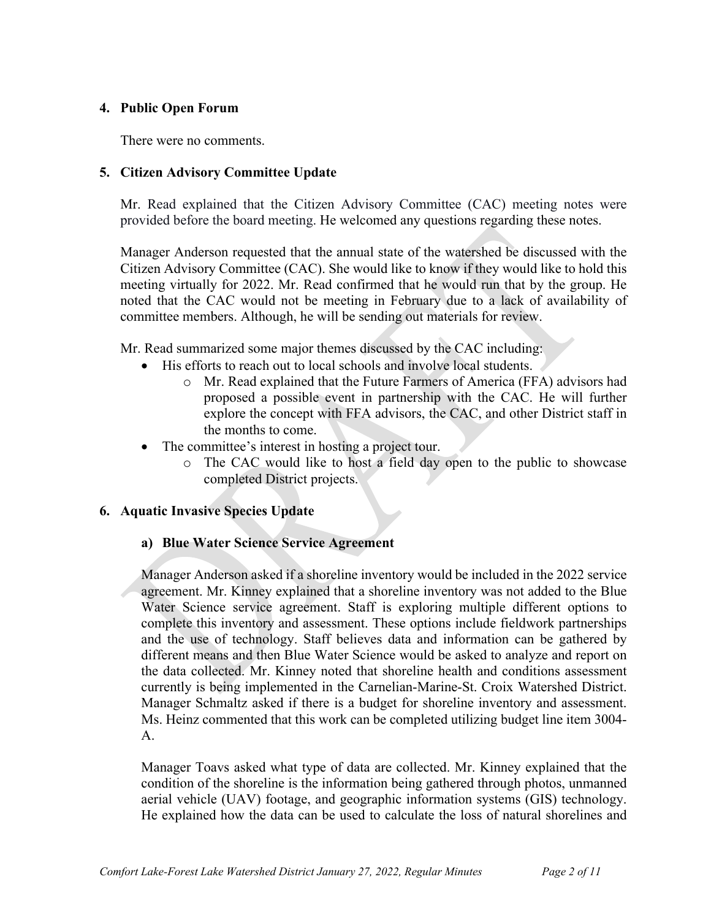## 4. Public Open Forum

There were no comments.

## 5. Citizen Advisory Committee Update

Mr. Read explained that the Citizen Advisory Committee (CAC) meeting notes were provided before the board meeting. He welcomed any questions regarding these notes.

Manager Anderson requested that the annual state of the watershed be discussed with the Citizen Advisory Committee (CAC). She would like to know if they would like to hold this meeting virtually for 2022. Mr. Read confirmed that he would run that by the group. He noted that the CAC would not be meeting in February due to a lack of availability of committee members. Although, he will be sending out materials for review.

Mr. Read summarized some major themes discussed by the CAC including:

- His efforts to reach out to local schools and involve local students.
  - Mr. Read explained that the Future Farmers of America (FFA) advisors had proposed a possible event in partnership with the CAC. He will further explore the concept with FFA advisors, the CAC, and other District staff in the months to come.
- The committee's interest in hosting a project tour.
  - The CAC would like to host a field day open to the public to showcase completed District projects.

## 6. Aquatic Invasive Species Update

### a) Blue Water Science Service Agreement

Manager Anderson asked if a shoreline inventory would be included in the 2022 service agreement. Mr. Kinney explained that a shoreline inventory was not added to the Blue Water Science service agreement. Staff is exploring multiple different options to complete this inventory and assessment. These options include fieldwork partnerships and the use of technology. Staff believes data and information can be gathered by different means and then Blue Water Science would be asked to analyze and report on the data collected. Mr. Kinney noted that shoreline health and conditions assessment currently is being implemented in the Carnelian-Marine-St. Croix Watershed District. Manager Schmaltz asked if there is a budget for shoreline inventory and assessment. Ms. Heinz commented that this work can be completed utilizing budget line item 3004-A.

Manager Toavs asked what type of data are collected. Mr. Kinney explained that the condition of the shoreline is the information being gathered through photos, unmanned aerial vehicle (UAV) footage, and geographic information systems (GIS) technology. He explained how the data can be used to calculate the loss of natural shorelines and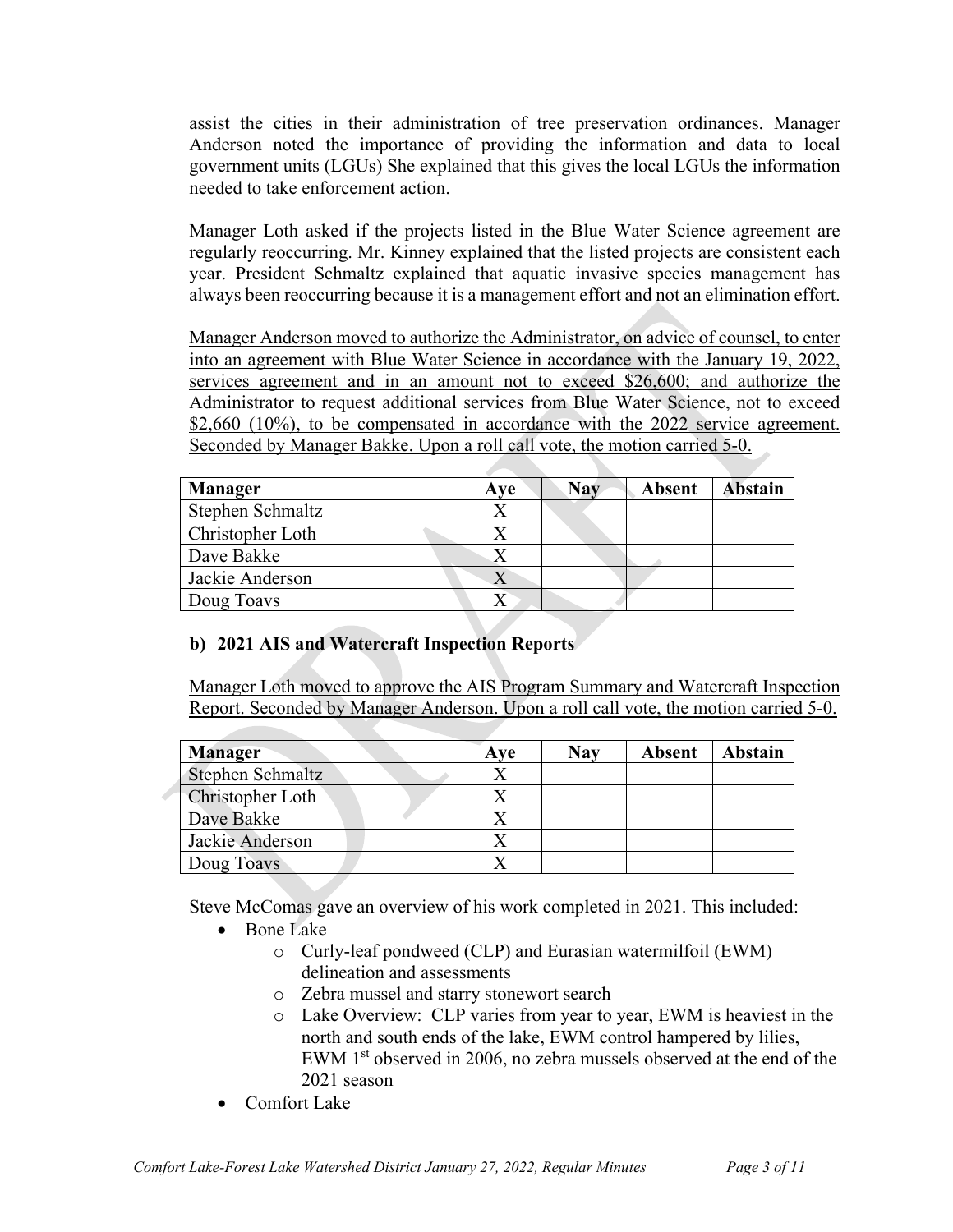assist the cities in their administration of tree preservation ordinances. Manager Anderson noted the importance of providing the information and data to local government units (LGUs) She explained that this gives the local LGUs the information needed to take enforcement action.

Manager Loth asked if the projects listed in the Blue Water Science agreement are regularly reoccurring. Mr. Kinney explained that the listed projects are consistent each year. President Schmaltz explained that aquatic invasive species management has always been reoccurring because it is a management effort and not an elimination effort.

Manager Anderson moved to authorize the Administrator, on advice of counsel, to enter into an agreement with Blue Water Science in accordance with the January 19, 2022, services agreement and in an amount not to exceed $26,600; and authorize the Administrator to request additional services from Blue Water Science, not to exceed $2,660 (10%), to be compensated in accordance with the 2022 service agreement. Seconded by Manager Bakke. Upon a roll call vote, the motion carried 5-0.

| Manager | Aye | Nay | Absent | Abstain |
|---|---|---|---|---|
| Stephen Schmaltz | X | | | |
| Christopher Loth | X | | | |
| Dave Bakke | X | | | |
| Jackie Anderson | X | | | |
| Doug Toavs | X | | | |

### b) 2021 AIS and Watercraft Inspection Reports

Manager Loth moved to approve the AIS Program Summary and Watercraft Inspection Report. Seconded by Manager Anderson. Upon a roll call vote, the motion carried 5-0.

| Manager | Aye | Nay | Absent | Abstain |
|---|---|---|---|---|
| Stephen Schmaltz | X | | | |
| Christopher Loth | X | | | |
| Dave Bakke | X | | | |
| Jackie Anderson | X | | | |
| Doug Toavs | X | | | |

Steve McComas gave an overview of his work completed in 2021. This included:

- Bone Lake
  - Curly-leaf pondweed (CLP) and Eurasian watermilfoil (EWM) delineation and assessments
  - Zebra mussel and starry stonewort search
  - Lake Overview: CLP varies from year to year, EWM is heaviest in the north and south ends of the lake, EWM control hampered by lilies, EWM 1st observed in 2006, no zebra mussels observed at the end of the 2021 season
- Comfort Lake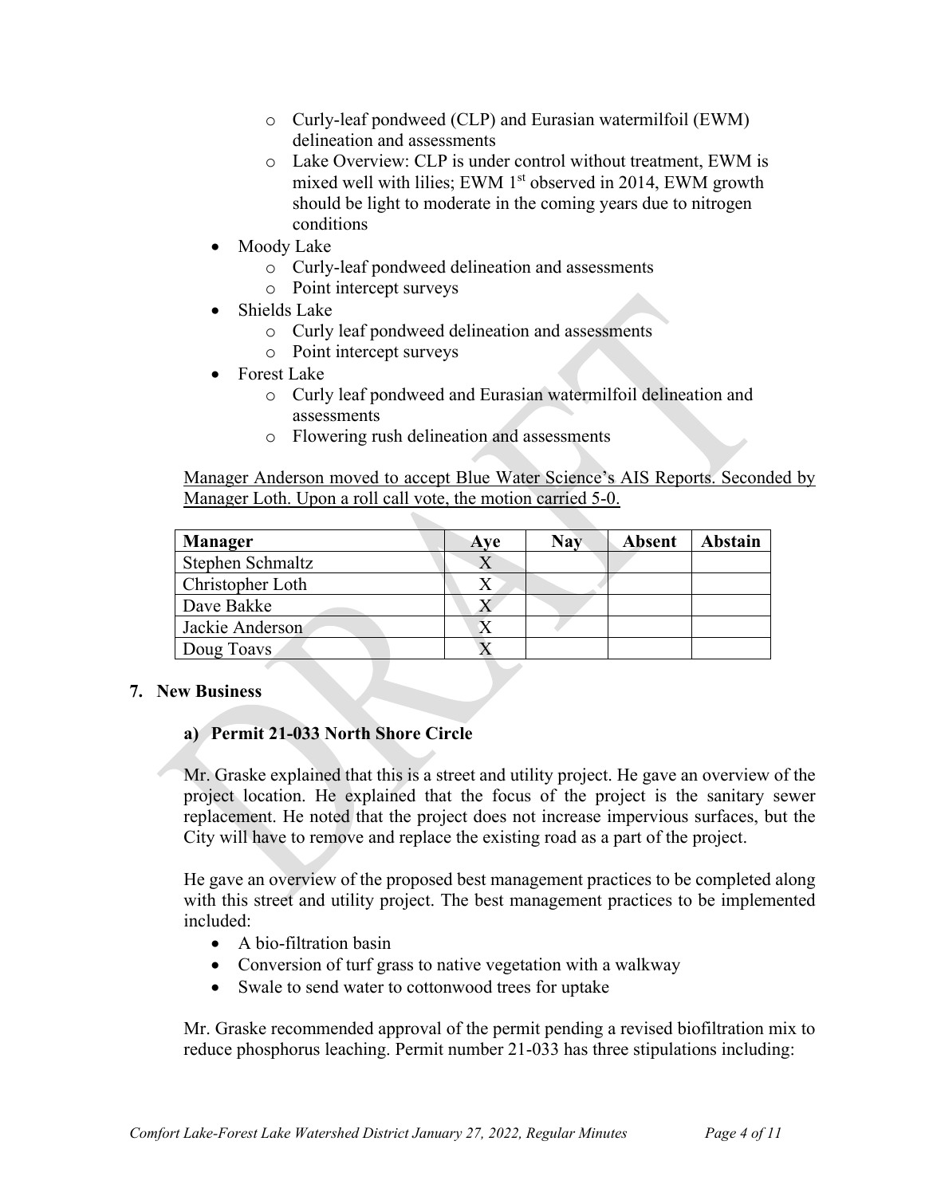- Curly-leaf pondweed (CLP) and Eurasian watermilfoil (EWM) delineation and assessments
  - Lake Overview: CLP is under control without treatment, EWM is mixed well with lilies; EWM 1st observed in 2014, EWM growth should be light to moderate in the coming years due to nitrogen conditions
- Moody Lake
  - Curly-leaf pondweed delineation and assessments
  - Point intercept surveys
- Shields Lake
  - Curly leaf pondweed delineation and assessments
  - Point intercept surveys
- Forest Lake
  - Curly leaf pondweed and Eurasian watermilfoil delineation and assessments
  - Flowering rush delineation and assessments

Manager Anderson moved to accept Blue Water Science's AIS Reports. Seconded by Manager Loth. Upon a roll call vote, the motion carried 5-0.

| Manager | Aye | Nay | Absent | Abstain |
|---|---|---|---|---|
| Stephen Schmaltz | X | | | |
| Christopher Loth | X | | | |
| Dave Bakke | X | | | |
| Jackie Anderson | X | | | |
| Doug Toavs | X | | | |

## 7. New Business

### a) Permit 21-033 North Shore Circle

Mr. Graske explained that this is a street and utility project. He gave an overview of the project location. He explained that the focus of the project is the sanitary sewer replacement. He noted that the project does not increase impervious surfaces, but the City will have to remove and replace the existing road as a part of the project.

He gave an overview of the proposed best management practices to be completed along with this street and utility project. The best management practices to be implemented included:

- A bio-filtration basin
- Conversion of turf grass to native vegetation with a walkway
- Swale to send water to cottonwood trees for uptake

Mr. Graske recommended approval of the permit pending a revised biofiltration mix to reduce phosphorus leaching. Permit number 21-033 has three stipulations including: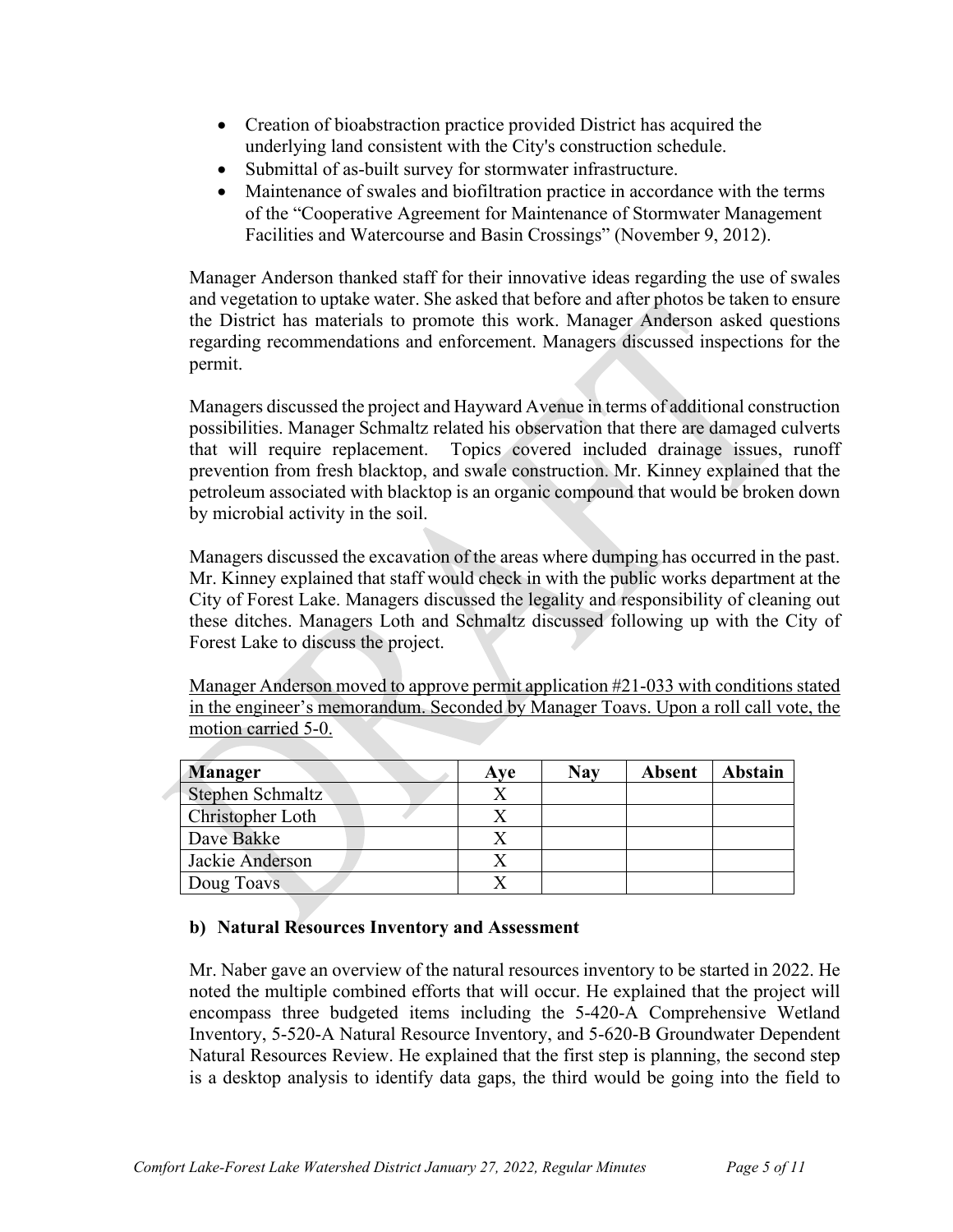- Creation of bioabstraction practice provided District has acquired the underlying land consistent with the City's construction schedule.
- Submittal of as-built survey for stormwater infrastructure.
- Maintenance of swales and biofiltration practice in accordance with the terms of the "Cooperative Agreement for Maintenance of Stormwater Management Facilities and Watercourse and Basin Crossings" (November 9, 2012).

Manager Anderson thanked staff for their innovative ideas regarding the use of swales and vegetation to uptake water. She asked that before and after photos be taken to ensure the District has materials to promote this work. Manager Anderson asked questions regarding recommendations and enforcement. Managers discussed inspections for the permit.

Managers discussed the project and Hayward Avenue in terms of additional construction possibilities. Manager Schmaltz related his observation that there are damaged culverts that will require replacement. Topics covered included drainage issues, runoff prevention from fresh blacktop, and swale construction. Mr. Kinney explained that the petroleum associated with blacktop is an organic compound that would be broken down by microbial activity in the soil.

Managers discussed the excavation of the areas where dumping has occurred in the past. Mr. Kinney explained that staff would check in with the public works department at the City of Forest Lake. Managers discussed the legality and responsibility of cleaning out these ditches. Managers Loth and Schmaltz discussed following up with the City of Forest Lake to discuss the project.

<u>Manager Anderson moved to approve permit application #21-033 with conditions stated in the engineer's memorandum. Seconded by Manager Toavs. Upon a roll call vote, the motion carried 5-0.</u>

| Manager | Aye | Nay | Absent | Abstain |
|---|---|---|---|---|
| Stephen Schmaltz | X | | | |
| Christopher Loth | X | | | |
| Dave Bakke | X | | | |
| Jackie Anderson | X | | | |
| Doug Toavs | X | | | |

**b) Natural Resources Inventory and Assessment**

Mr. Naber gave an overview of the natural resources inventory to be started in 2022. He noted the multiple combined efforts that will occur. He explained that the project will encompass three budgeted items including the 5-420-A Comprehensive Wetland Inventory, 5-520-A Natural Resource Inventory, and 5-620-B Groundwater Dependent Natural Resources Review. He explained that the first step is planning, the second step is a desktop analysis to identify data gaps, the third would be going into the field to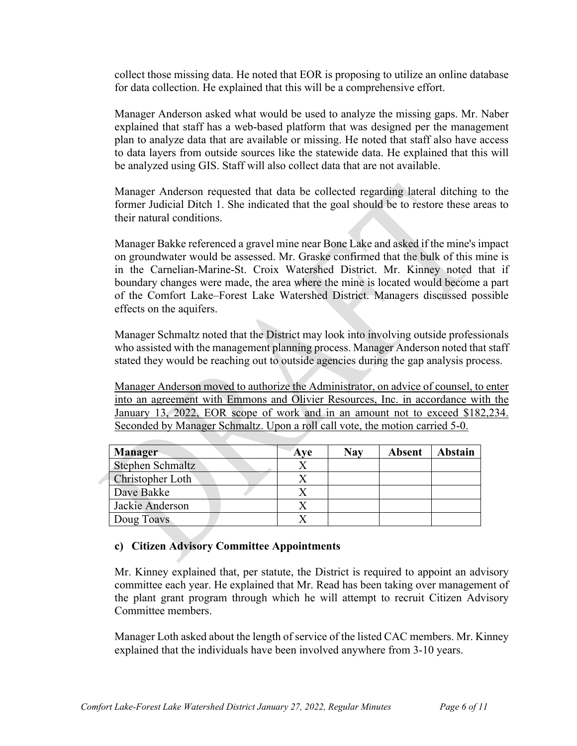collect those missing data. He noted that EOR is proposing to utilize an online database for data collection. He explained that this will be a comprehensive effort.

Manager Anderson asked what would be used to analyze the missing gaps. Mr. Naber explained that staff has a web-based platform that was designed per the management plan to analyze data that are available or missing. He noted that staff also have access to data layers from outside sources like the statewide data. He explained that this will be analyzed using GIS. Staff will also collect data that are not available.

Manager Anderson requested that data be collected regarding lateral ditching to the former Judicial Ditch 1. She indicated that the goal should be to restore these areas to their natural conditions.

Manager Bakke referenced a gravel mine near Bone Lake and asked if the mine's impact on groundwater would be assessed. Mr. Graske confirmed that the bulk of this mine is in the Carnelian-Marine-St. Croix Watershed District. Mr. Kinney noted that if boundary changes were made, the area where the mine is located would become a part of the Comfort Lake–Forest Lake Watershed District. Managers discussed possible effects on the aquifers.

Manager Schmaltz noted that the District may look into involving outside professionals who assisted with the management planning process. Manager Anderson noted that staff stated they would be reaching out to outside agencies during the gap analysis process.

<u>Manager Anderson moved to authorize the Administrator, on advice of counsel, to enter into an agreement with Emmons and Olivier Resources, Inc. in accordance with the January 13, 2022, EOR scope of work and in an amount not to exceed $182,234. Seconded by Manager Schmaltz. Upon a roll call vote, the motion carried 5-0.</u>

| Manager | Aye | Nay | Absent | Abstain |
|---|---|---|---|---|
| Stephen Schmaltz | X | | | |
| Christopher Loth | X | | | |
| Dave Bakke | X | | | |
| Jackie Anderson | X | | | |
| Doug Toavs | X | | | |

### c) Citizen Advisory Committee Appointments

Mr. Kinney explained that, per statute, the District is required to appoint an advisory committee each year. He explained that Mr. Read has been taking over management of the plant grant program through which he will attempt to recruit Citizen Advisory Committee members.

Manager Loth asked about the length of service of the listed CAC members. Mr. Kinney explained that the individuals have been involved anywhere from 3-10 years.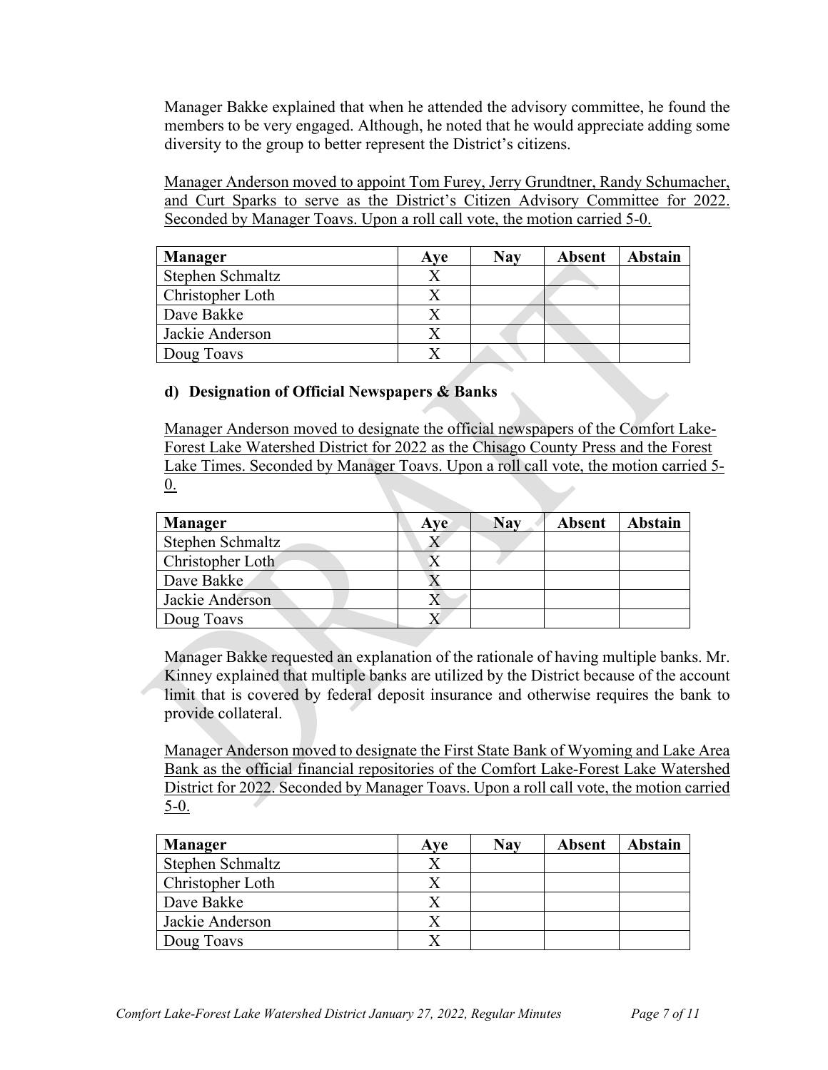Manager Bakke explained that when he attended the advisory committee, he found the members to be very engaged. Although, he noted that he would appreciate adding some diversity to the group to better represent the District's citizens.

<u>Manager Anderson moved to appoint Tom Furey, Jerry Grundtner, Randy Schumacher, and Curt Sparks to serve as the District's Citizen Advisory Committee for 2022. Seconded by Manager Toavs. Upon a roll call vote, the motion carried 5-0.</u>

| Manager | Aye | Nay | Absent | Abstain |
|---|---|---|---|---|
| Stephen Schmaltz | X | | | |
| Christopher Loth | X | | | |
| Dave Bakke | X | | | |
| Jackie Anderson | X | | | |
| Doug Toavs | X | | | |

**d) Designation of Official Newspapers & Banks**

<u>Manager Anderson moved to designate the official newspapers of the Comfort Lake-Forest Lake Watershed District for 2022 as the Chisago County Press and the Forest Lake Times. Seconded by Manager Toavs. Upon a roll call vote, the motion carried 5-0.</u>

| Manager | Aye | Nay | Absent | Abstain |
|---|---|---|---|---|
| Stephen Schmaltz | X | | | |
| Christopher Loth | X | | | |
| Dave Bakke | X | | | |
| Jackie Anderson | X | | | |
| Doug Toavs | X | | | |

Manager Bakke requested an explanation of the rationale of having multiple banks. Mr. Kinney explained that multiple banks are utilized by the District because of the account limit that is covered by federal deposit insurance and otherwise requires the bank to provide collateral.

<u>Manager Anderson moved to designate the First State Bank of Wyoming and Lake Area Bank as the official financial repositories of the Comfort Lake-Forest Lake Watershed District for 2022. Seconded by Manager Toavs. Upon a roll call vote, the motion carried 5-0.</u>

| Manager | Aye | Nay | Absent | Abstain |
|---|---|---|---|---|
| Stephen Schmaltz | X | | | |
| Christopher Loth | X | | | |
| Dave Bakke | X | | | |
| Jackie Anderson | X | | | |
| Doug Toavs | X | | | |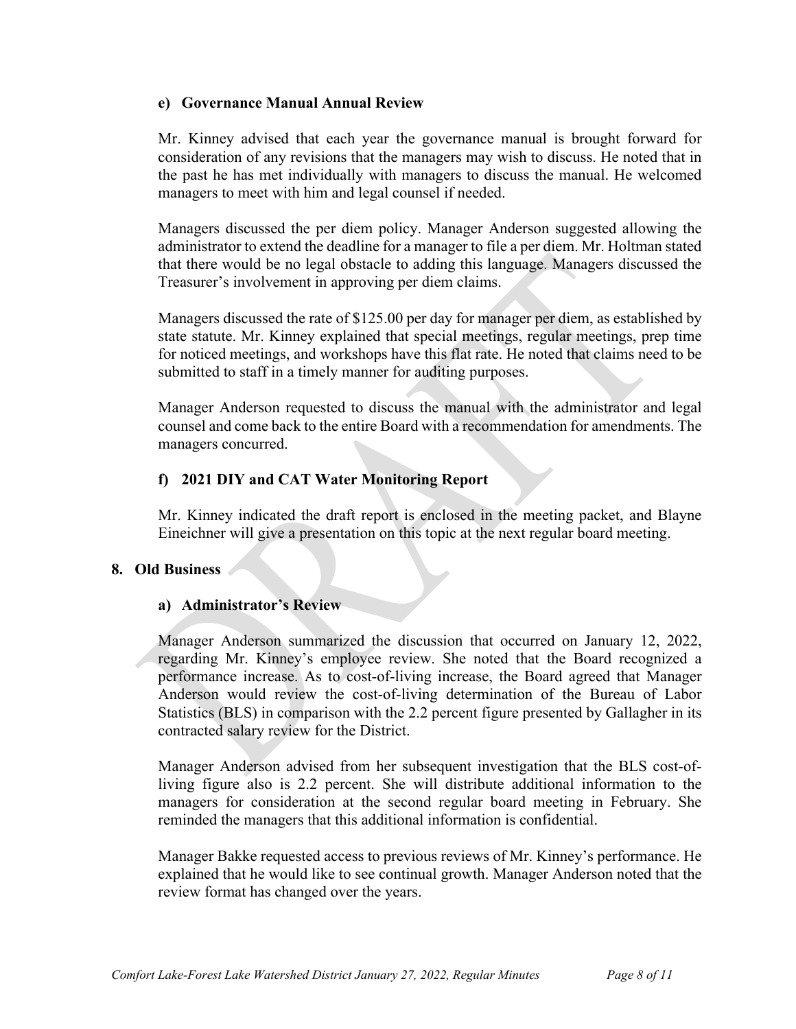### e) Governance Manual Annual Review

Mr. Kinney advised that each year the governance manual is brought forward for consideration of any revisions that the managers may wish to discuss. He noted that in the past he has met individually with managers to discuss the manual. He welcomed managers to meet with him and legal counsel if needed.

Managers discussed the per diem policy. Manager Anderson suggested allowing the administrator to extend the deadline for a manager to file a per diem. Mr. Holtman stated that there would be no legal obstacle to adding this language. Managers discussed the Treasurer's involvement in approving per diem claims.

Managers discussed the rate of $125.00 per day for manager per diem, as established by state statute. Mr. Kinney explained that special meetings, regular meetings, prep time for noticed meetings, and workshops have this flat rate. He noted that claims need to be submitted to staff in a timely manner for auditing purposes.

Manager Anderson requested to discuss the manual with the administrator and legal counsel and come back to the entire Board with a recommendation for amendments. The managers concurred.

### f) 2021 DIY and CAT Water Monitoring Report

Mr. Kinney indicated the draft report is enclosed in the meeting packet, and Blayne Eineichner will give a presentation on this topic at the next regular board meeting.

## 8. Old Business

### a) Administrator's Review

Manager Anderson summarized the discussion that occurred on January 12, 2022, regarding Mr. Kinney's employee review. She noted that the Board recognized a performance increase. As to cost-of-living increase, the Board agreed that Manager Anderson would review the cost-of-living determination of the Bureau of Labor Statistics (BLS) in comparison with the 2.2 percent figure presented by Gallagher in its contracted salary review for the District.

Manager Anderson advised from her subsequent investigation that the BLS cost-of-living figure also is 2.2 percent. She will distribute additional information to the managers for consideration at the second regular board meeting in February. She reminded the managers that this additional information is confidential.

Manager Bakke requested access to previous reviews of Mr. Kinney's performance. He explained that he would like to see continual growth. Manager Anderson noted that the review format has changed over the years.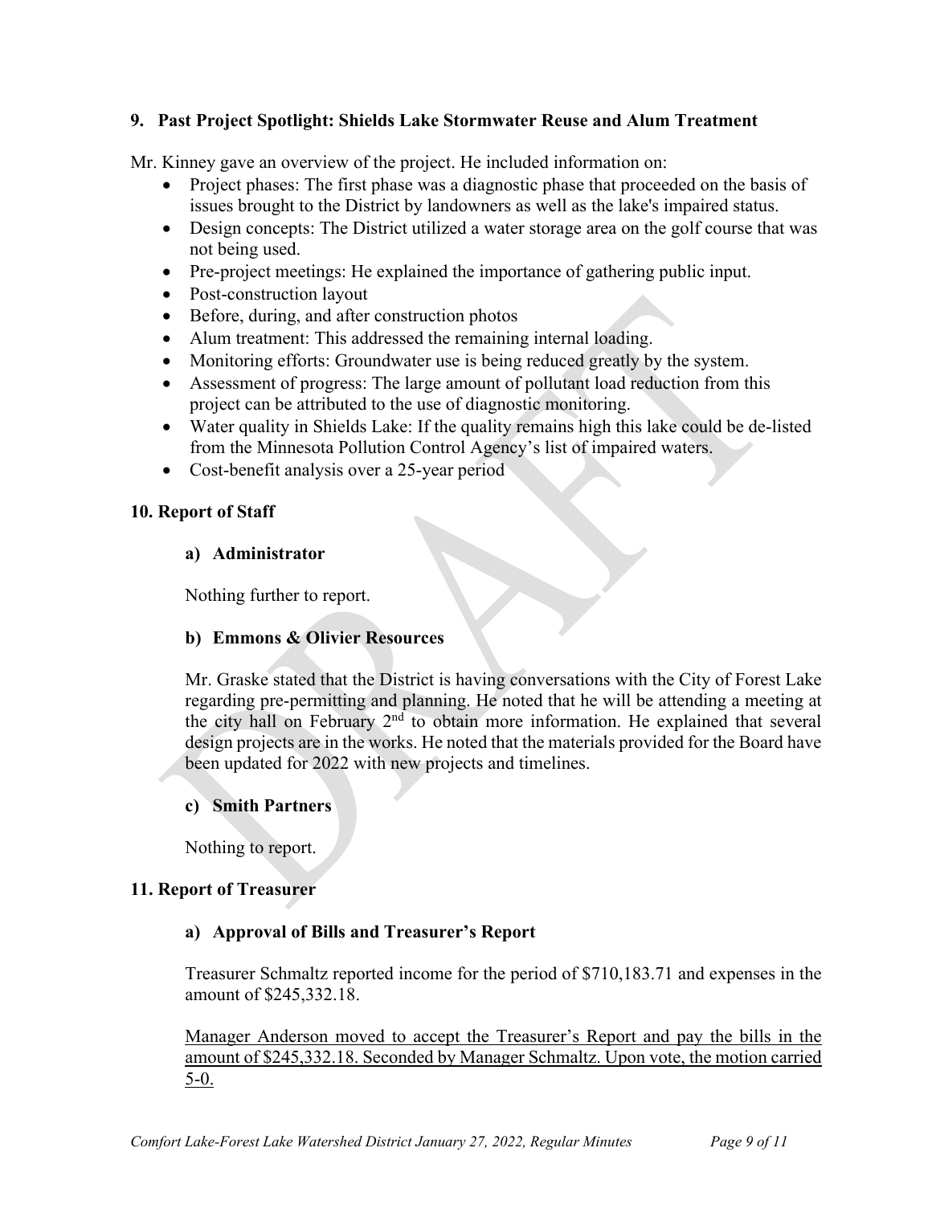## 9. Past Project Spotlight: Shields Lake Stormwater Reuse and Alum Treatment

Mr. Kinney gave an overview of the project. He included information on:

- Project phases: The first phase was a diagnostic phase that proceeded on the basis of issues brought to the District by landowners as well as the lake's impaired status.
- Design concepts: The District utilized a water storage area on the golf course that was not being used.
- Pre-project meetings: He explained the importance of gathering public input.
- Post-construction layout
- Before, during, and after construction photos
- Alum treatment: This addressed the remaining internal loading.
- Monitoring efforts: Groundwater use is being reduced greatly by the system.
- Assessment of progress: The large amount of pollutant load reduction from this project can be attributed to the use of diagnostic monitoring.
- Water quality in Shields Lake: If the quality remains high this lake could be de-listed from the Minnesota Pollution Control Agency's list of impaired waters.
- Cost-benefit analysis over a 25-year period

## 10. Report of Staff

### a) Administrator

Nothing further to report.

### b) Emmons & Olivier Resources

Mr. Graske stated that the District is having conversations with the City of Forest Lake regarding pre-permitting and planning. He noted that he will be attending a meeting at the city hall on February 2nd to obtain more information. He explained that several design projects are in the works. He noted that the materials provided for the Board have been updated for 2022 with new projects and timelines.

### c) Smith Partners

Nothing to report.

## 11. Report of Treasurer

### a) Approval of Bills and Treasurer's Report

Treasurer Schmaltz reported income for the period of $710,183.71 and expenses in the amount of $245,332.18.

<u>Manager Anderson moved to accept the Treasurer's Report and pay the bills in the amount of $245,332.18. Seconded by Manager Schmaltz. Upon vote, the motion carried 5-0.</u>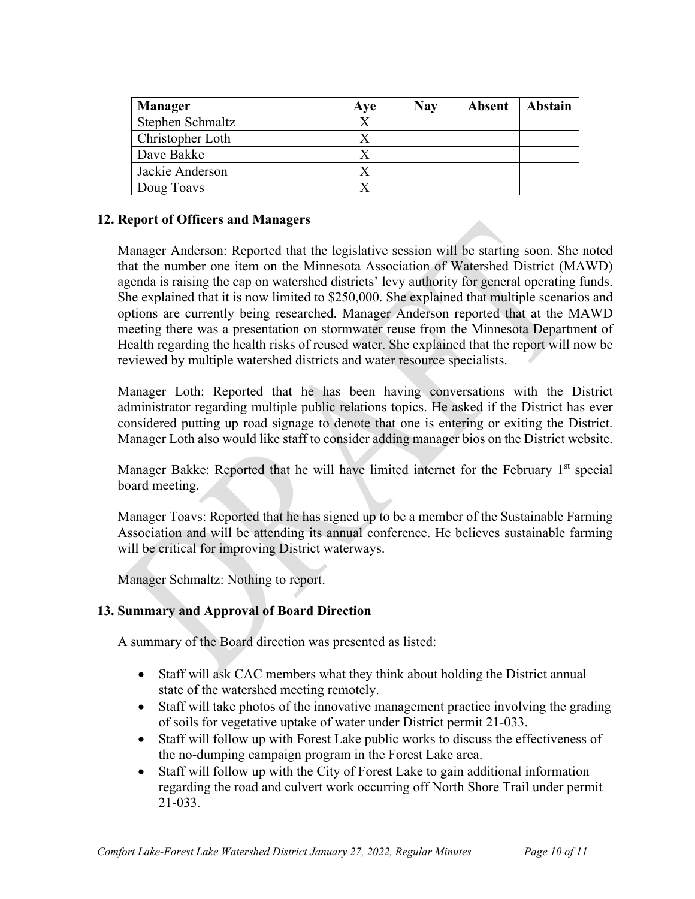| Manager | Aye | Nay | Absent | Abstain |
|---|---|---|---|---|
| Stephen Schmaltz | X | | | |
| Christopher Loth | X | | | |
| Dave Bakke | X | | | |
| Jackie Anderson | X | | | |
| Doug Toavs | X | | | |

## 12. Report of Officers and Managers

Manager Anderson: Reported that the legislative session will be starting soon. She noted that the number one item on the Minnesota Association of Watershed District (MAWD) agenda is raising the cap on watershed districts' levy authority for general operating funds. She explained that it is now limited to $250,000. She explained that multiple scenarios and options are currently being researched. Manager Anderson reported that at the MAWD meeting there was a presentation on stormwater reuse from the Minnesota Department of Health regarding the health risks of reused water. She explained that the report will now be reviewed by multiple watershed districts and water resource specialists.

Manager Loth: Reported that he has been having conversations with the District administrator regarding multiple public relations topics. He asked if the District has ever considered putting up road signage to denote that one is entering or exiting the District. Manager Loth also would like staff to consider adding manager bios on the District website.

Manager Bakke: Reported that he will have limited internet for the February 1st special board meeting.

Manager Toavs: Reported that he has signed up to be a member of the Sustainable Farming Association and will be attending its annual conference. He believes sustainable farming will be critical for improving District waterways.

Manager Schmaltz: Nothing to report.

## 13. Summary and Approval of Board Direction

A summary of the Board direction was presented as listed:

- Staff will ask CAC members what they think about holding the District annual state of the watershed meeting remotely.
- Staff will take photos of the innovative management practice involving the grading of soils for vegetative uptake of water under District permit 21-033.
- Staff will follow up with Forest Lake public works to discuss the effectiveness of the no-dumping campaign program in the Forest Lake area.
- Staff will follow up with the City of Forest Lake to gain additional information regarding the road and culvert work occurring off North Shore Trail under permit 21-033.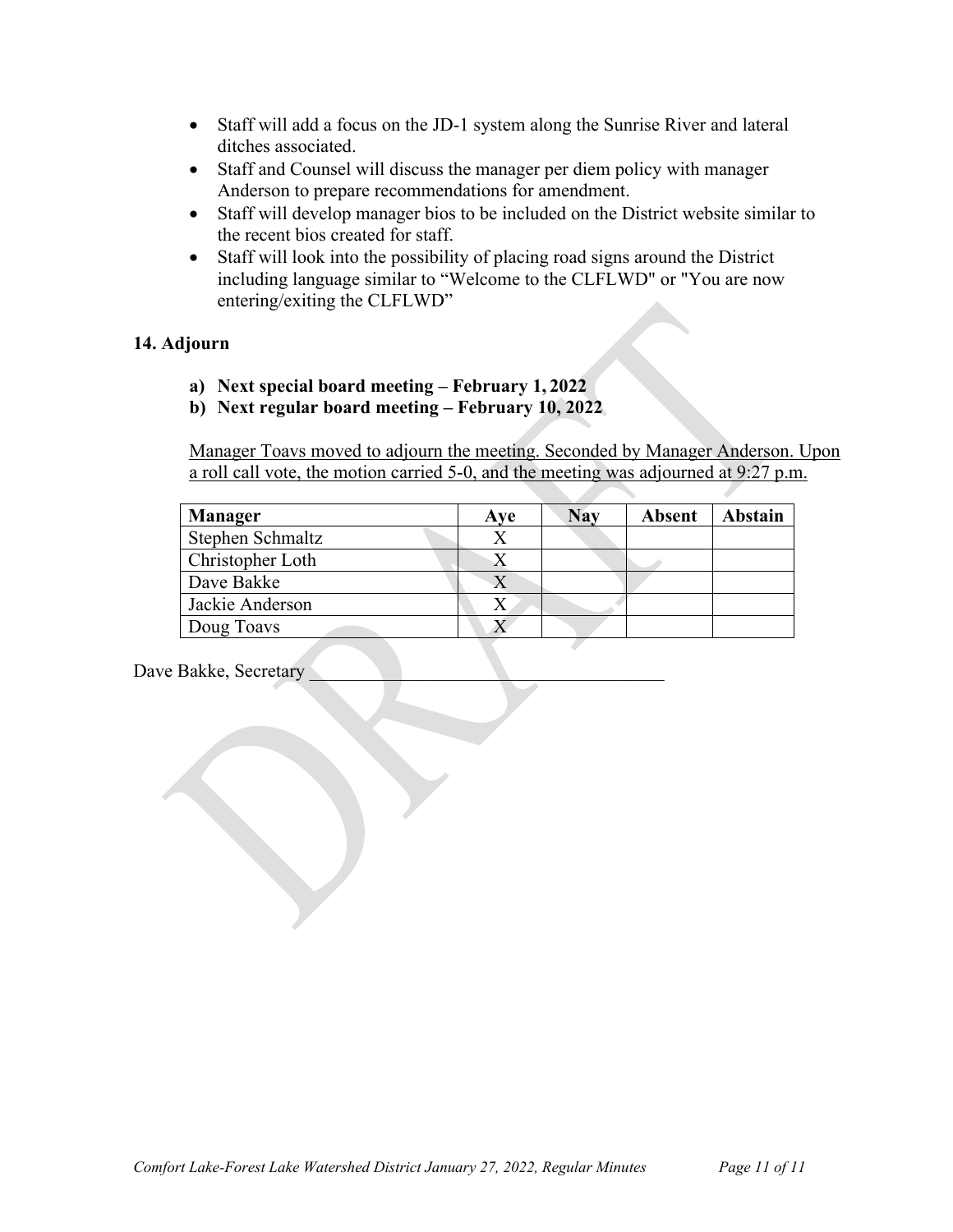- Staff will add a focus on the JD-1 system along the Sunrise River and lateral ditches associated.
- Staff and Counsel will discuss the manager per diem policy with manager Anderson to prepare recommendations for amendment.
- Staff will develop manager bios to be included on the District website similar to the recent bios created for staff.
- Staff will look into the possibility of placing road signs around the District including language similar to "Welcome to the CLFLWD" or "You are now entering/exiting the CLFLWD"

## 14. Adjourn

**a) Next special board meeting – February 1, 2022**

**b) Next regular board meeting – February 10, 2022**

Manager Toavs moved to adjourn the meeting. Seconded by Manager Anderson. Upon a roll call vote, the motion carried 5-0, and the meeting was adjourned at 9:27 p.m.

| Manager | Aye | Nay | Absent | Abstain |
|---|---|---|---|---|
| Stephen Schmaltz | X | | | |
| Christopher Loth | X | | | |
| Dave Bakke | X | | | |
| Jackie Anderson | X | | | |
| Doug Toavs | X | | | |

Dave Bakke, Secretary ________________________________________